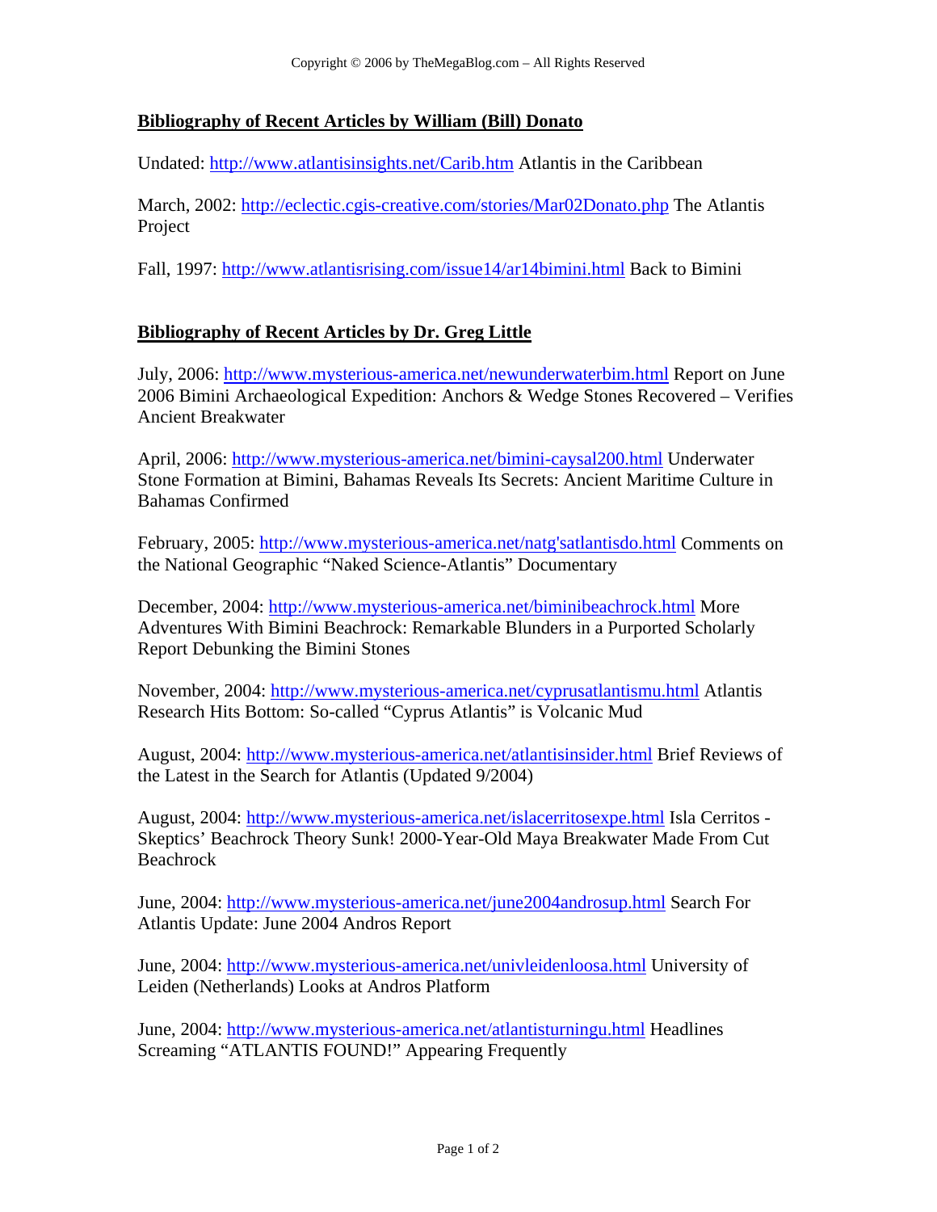## Bibliography of Recent Articles by William (Bill) Donato

Undated: http://www.atlantisinsights.net/Carib.htm Atlantis in the Caribbean

March, 2002: http://eclectic.cgis-creative.com/stories/Mar02Donato.php The Atlantis Project

Fall, 1997: http://www.atlantisrising.com/issue14/ar14bimini.html Back to Bimini

## Bibliography of Recent Articles by Dr. Greg Little

July, 2006: http://www.mysterious-america.net/newunderwaterbim.html Report on June 2006 Bimini Archaeological Expedition: Anchors & Wedge Stones Recovered – Verifies Ancient Breakwater

April, 2006: http://www.mysterious-america.net/bimini-caysal200.html Underwater Stone Formation at Bimini, Bahamas Reveals Its Secrets: Ancient Maritime Culture in Bahamas Confirmed

February, 2005: http://www.mysterious-america.net/natg'satlantisdo.html Comments on the National Geographic "Naked Science-Atlantis" Documentary

December, 2004: http://www.mysterious-america.net/biminibeachrock.html More Adventures With Bimini Beachrock: Remarkable Blunders in a Purported Scholarly Report Debunking the Bimini Stones

November, 2004: http://www.mysterious-america.net/cyprusatlantismu.html Atlantis Research Hits Bottom: So-called "Cyprus Atlantis" is Volcanic Mud

August, 2004: http://www.mysterious-america.net/atlantisinsider.html Brief Reviews of the Latest in the Search for Atlantis (Updated 9/2004)

August, 2004: http://www.mysterious-america.net/islacerritosexpe.html Isla Cerritos - Skeptics' Beachrock Theory Sunk! 2000-Year-Old Maya Breakwater Made From Cut Beachrock

June, 2004: http://www.mysterious-america.net/june2004androsup.html Search For Atlantis Update: June 2004 Andros Report

June, 2004: http://www.mysterious-america.net/univleidenloosa.html University of Leiden (Netherlands) Looks at Andros Platform

June, 2004: http://www.mysterious-america.net/atlantisturningu.html Headlines Screaming "ATLANTIS FOUND!" Appearing Frequently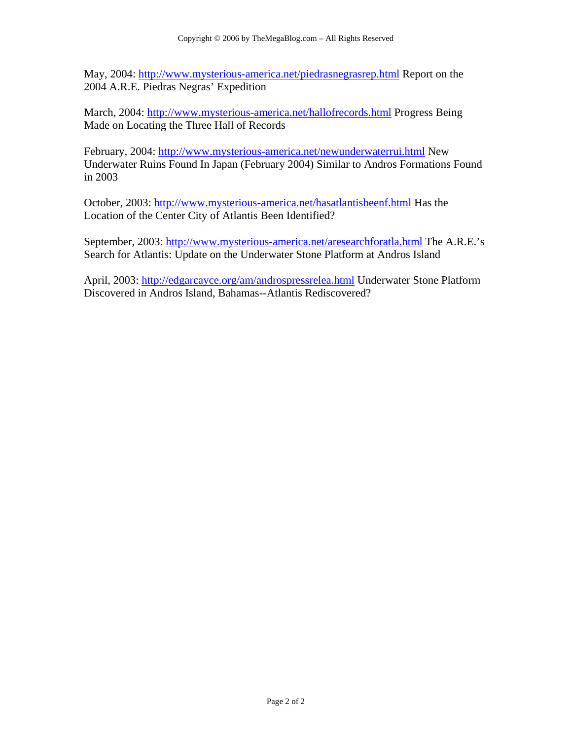May, 2004: http://www.mysterious-america.net/piedrasnegrasrep.html Report on the 2004 A.R.E. Piedras Negras' Expedition

March, 2004: http://www.mysterious-america.net/hallofrecords.html Progress Being Made on Locating the Three Hall of Records

February, 2004: http://www.mysterious-america.net/newunderwaterrui.html New Underwater Ruins Found In Japan (February 2004) Similar to Andros Formations Found in 2003

October, 2003: http://www.mysterious-america.net/hasatlantisbeenf.html Has the Location of the Center City of Atlantis Been Identified?

September, 2003: http://www.mysterious-america.net/aresearchforatla.html The A.R.E.'s Search for Atlantis: Update on the Underwater Stone Platform at Andros Island

April, 2003: http://edgarcayce.org/am/androspressrelea.html Underwater Stone Platform Discovered in Andros Island, Bahamas--Atlantis Rediscovered?